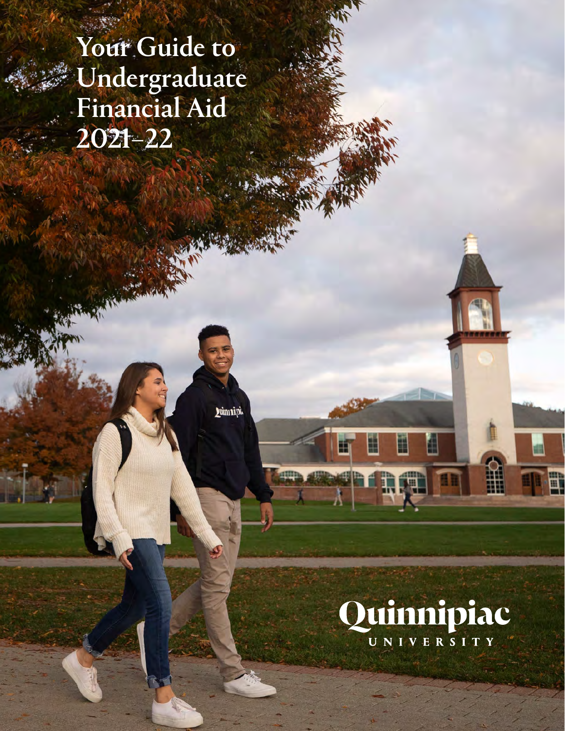# Your Guide to Undergraduate Financial Aid 2021–22

Quinnipiac UNIVERSITY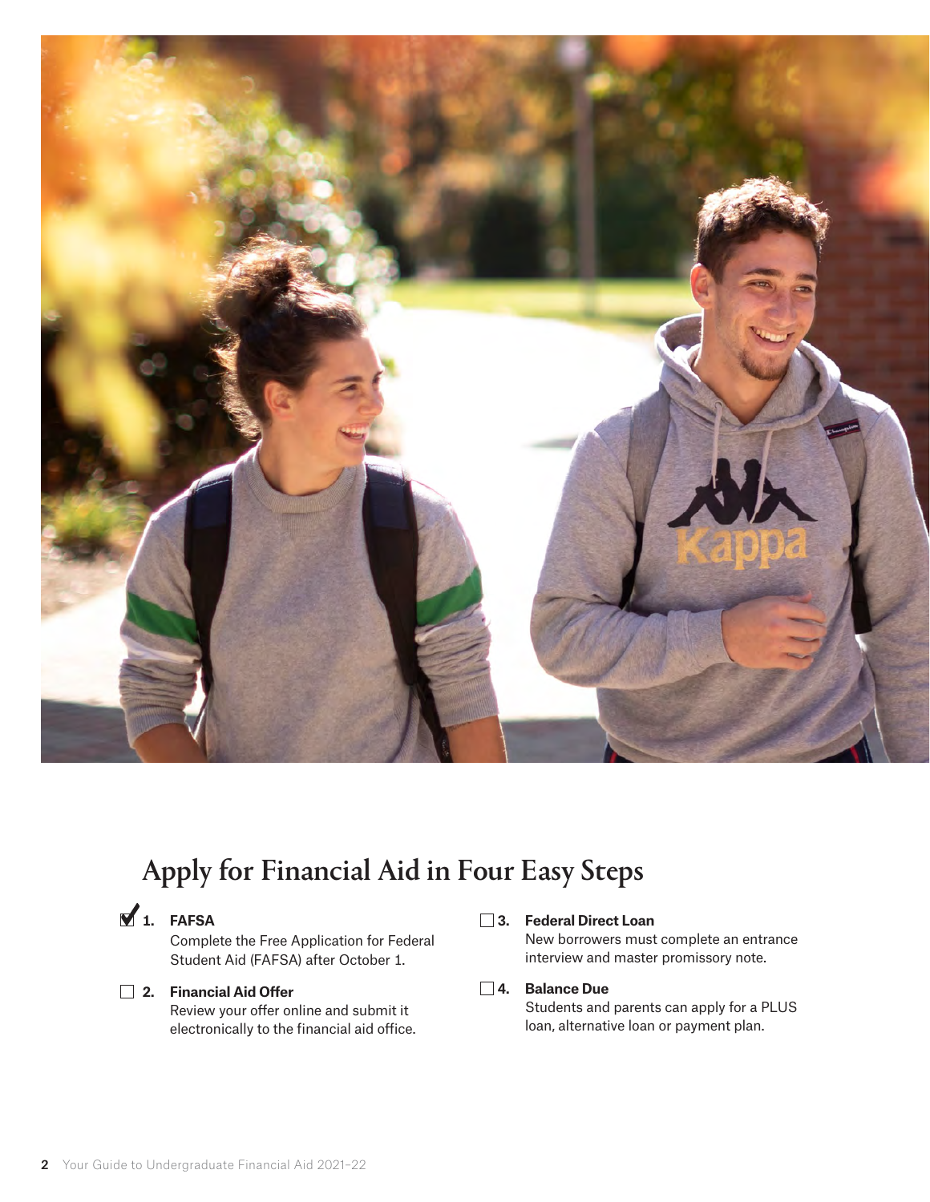# Apply for Financial Aid in Four Easy Steps

- [x] **1. FAFSA**
  Complete the Free Application for Federal Student Aid (FAFSA) after October 1.

- [ ] **2. Financial Aid Offer**
  Review your offer online and submit it electronically to the financial aid office.

- [ ] **3. Federal Direct Loan**
  New borrowers must complete an entrance interview and master promissory note.

- [ ] **4. Balance Due**
  Students and parents can apply for a PLUS loan, alternative loan or payment plan.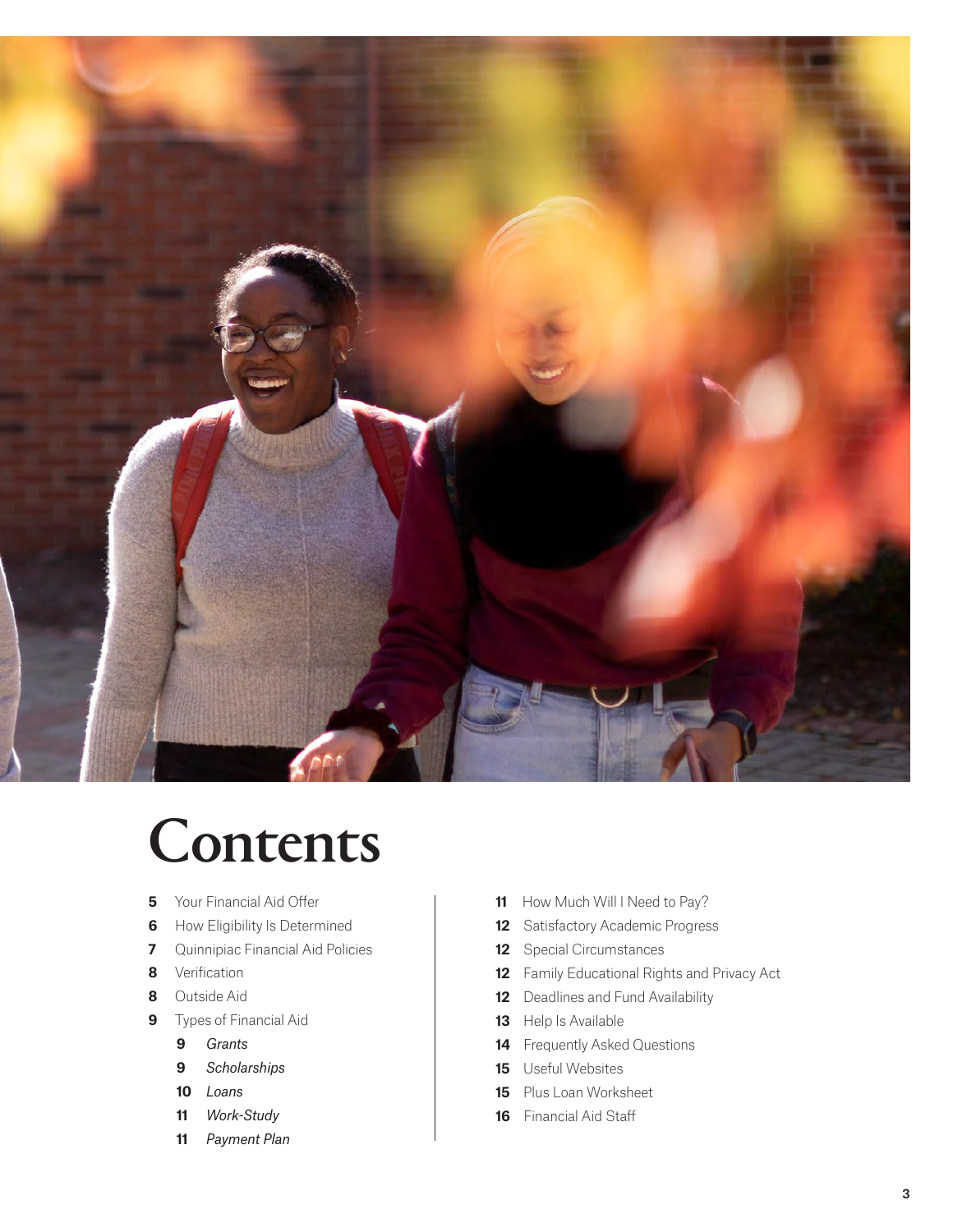# Contents

- 5 Your Financial Aid Offer
- 6 How Eligibility Is Determined
- 7 Quinnipiac Financial Aid Policies
- 8 Verification
- 8 Outside Aid
- 9 Types of Financial Aid
  - 9 *Grants*
  - 9 *Scholarships*
  - 10 *Loans*
  - 11 *Work-Study*
  - 11 *Payment Plan*
- 11 How Much Will I Need to Pay?
- 12 Satisfactory Academic Progress
- 12 Special Circumstances
- 12 Family Educational Rights and Privacy Act
- 12 Deadlines and Fund Availability
- 13 Help Is Available
- 14 Frequently Asked Questions
- 15 Useful Websites
- 15 Plus Loan Worksheet
- 16 Financial Aid Staff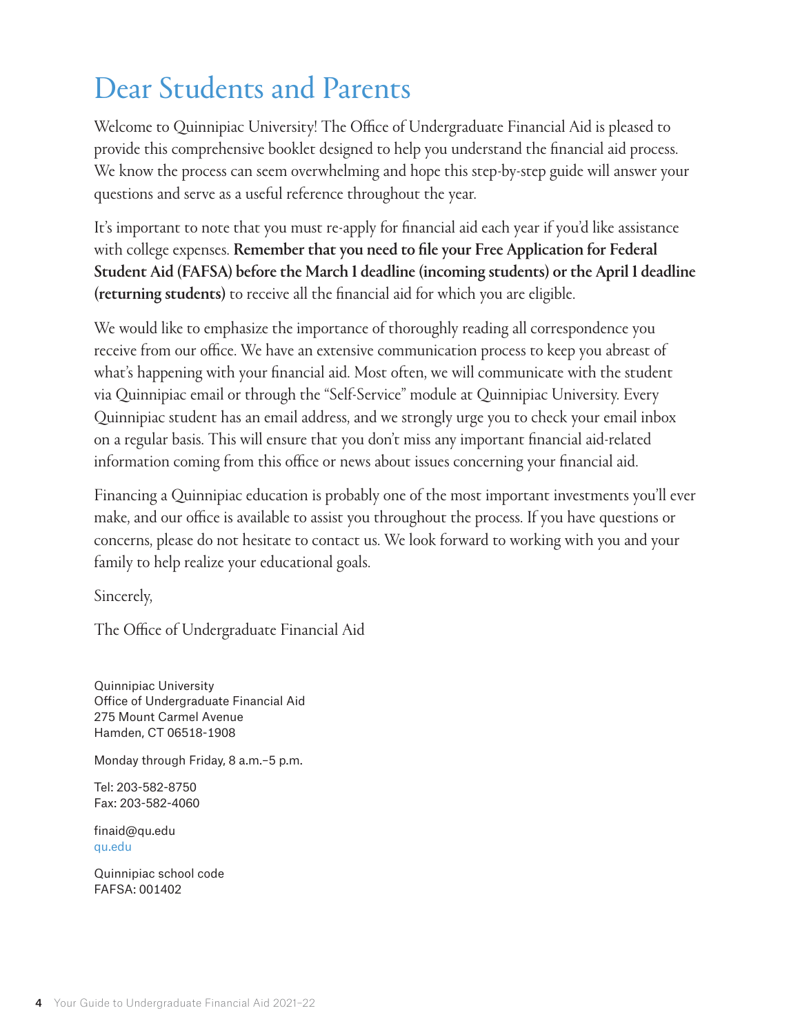# Dear Students and Parents

Welcome to Quinnipiac University! The Office of Undergraduate Financial Aid is pleased to provide this comprehensive booklet designed to help you understand the financial aid process. We know the process can seem overwhelming and hope this step-by-step guide will answer your questions and serve as a useful reference throughout the year.

It's important to note that you must re-apply for financial aid each year if you'd like assistance with college expenses. **Remember that you need to file your Free Application for Federal Student Aid (FAFSA) before the March 1 deadline (incoming students) or the April 1 deadline (returning students)** to receive all the financial aid for which you are eligible.

We would like to emphasize the importance of thoroughly reading all correspondence you receive from our office. We have an extensive communication process to keep you abreast of what's happening with your financial aid. Most often, we will communicate with the student via Quinnipiac email or through the "Self-Service" module at Quinnipiac University. Every Quinnipiac student has an email address, and we strongly urge you to check your email inbox on a regular basis. This will ensure that you don't miss any important financial aid-related information coming from this office or news about issues concerning your financial aid.

Financing a Quinnipiac education is probably one of the most important investments you'll ever make, and our office is available to assist you throughout the process. If you have questions or concerns, please do not hesitate to contact us. We look forward to working with you and your family to help realize your educational goals.

Sincerely,

The Office of Undergraduate Financial Aid

Quinnipiac University
Office of Undergraduate Financial Aid
275 Mount Carmel Avenue
Hamden, CT 06518-1908

Monday through Friday, 8 a.m.–5 p.m.

Tel: 203-582-8750
Fax: 203-582-4060

finaid@qu.edu
qu.edu

Quinnipiac school code
FAFSA: 001402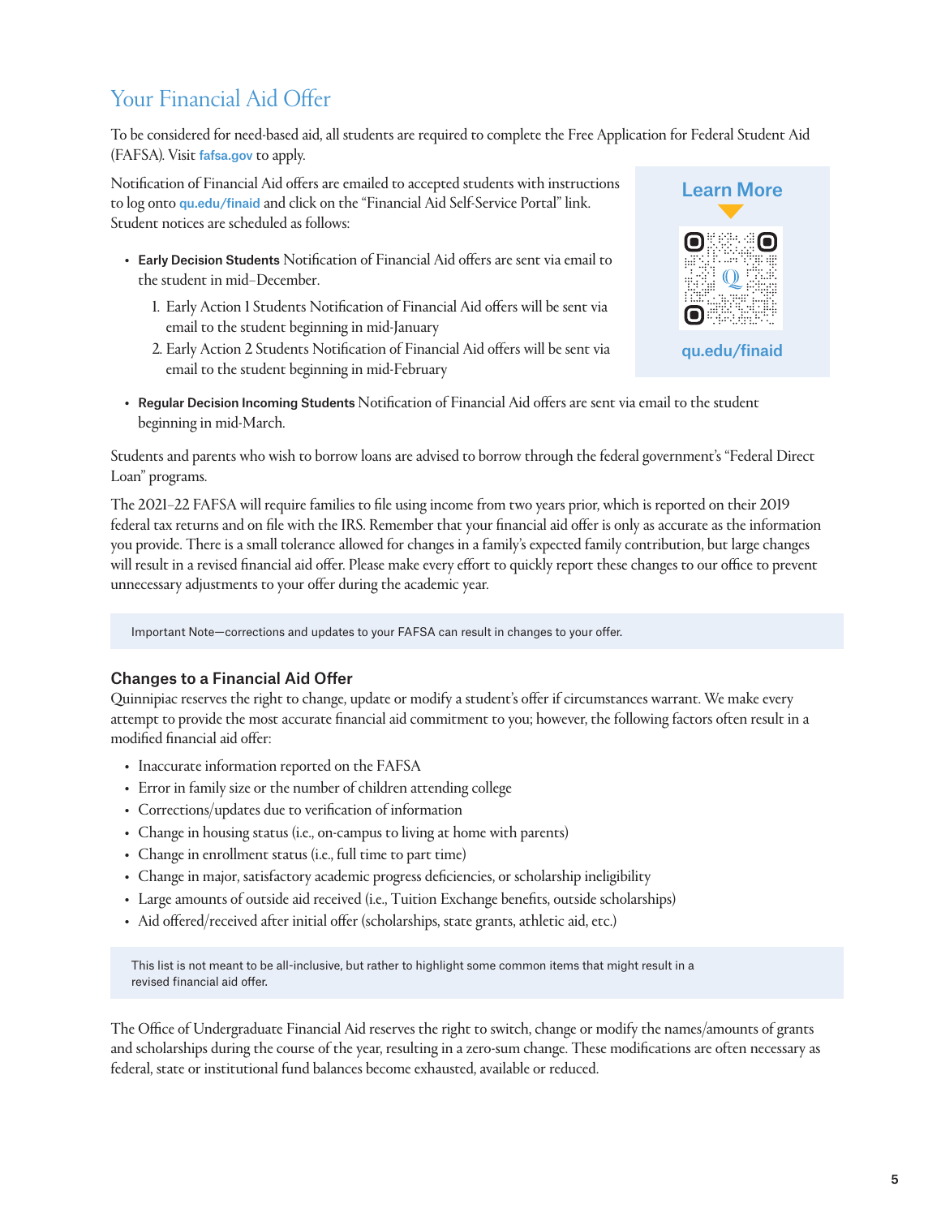## Your Financial Aid Offer

To be considered for need-based aid, all students are required to complete the Free Application for Federal Student Aid (FAFSA). Visit **fafsa.gov** to apply.

Notification of Financial Aid offers are emailed to accepted students with instructions to log onto **qu.edu/finaid** and click on the "Financial Aid Self-Service Portal" link. Student notices are scheduled as follows:

- **Early Decision Students** Notification of Financial Aid offers are sent via email to the student in mid–December.
  1. Early Action I Students Notification of Financial Aid offers will be sent via email to the student beginning in mid-January
  2. Early Action 2 Students Notification of Financial Aid offers will be sent via email to the student beginning in mid-February
- **Regular Decision Incoming Students** Notification of Financial Aid offers are sent via email to the student beginning in mid-March.

**Learn More**

qu.edu/finaid

Students and parents who wish to borrow loans are advised to borrow through the federal government's "Federal Direct Loan" programs.

The 2021–22 FAFSA will require families to file using income from two years prior, which is reported on their 2019 federal tax returns and on file with the IRS. Remember that your financial aid offer is only as accurate as the information you provide. There is a small tolerance allowed for changes in a family's expected family contribution, but large changes will result in a revised financial aid offer. Please make every effort to quickly report these changes to our office to prevent unnecessary adjustments to your offer during the academic year.

Important Note—corrections and updates to your FAFSA can result in changes to your offer.

### Changes to a Financial Aid Offer

Quinnipiac reserves the right to change, update or modify a student's offer if circumstances warrant. We make every attempt to provide the most accurate financial aid commitment to you; however, the following factors often result in a modified financial aid offer:

- Inaccurate information reported on the FAFSA
- Error in family size or the number of children attending college
- Corrections/updates due to verification of information
- Change in housing status (i.e., on-campus to living at home with parents)
- Change in enrollment status (i.e., full time to part time)
- Change in major, satisfactory academic progress deficiencies, or scholarship ineligibility
- Large amounts of outside aid received (i.e., Tuition Exchange benefits, outside scholarships)
- Aid offered/received after initial offer (scholarships, state grants, athletic aid, etc.)

This list is not meant to be all-inclusive, but rather to highlight some common items that might result in a revised financial aid offer.

The Office of Undergraduate Financial Aid reserves the right to switch, change or modify the names/amounts of grants and scholarships during the course of the year, resulting in a zero-sum change. These modifications are often necessary as federal, state or institutional fund balances become exhausted, available or reduced.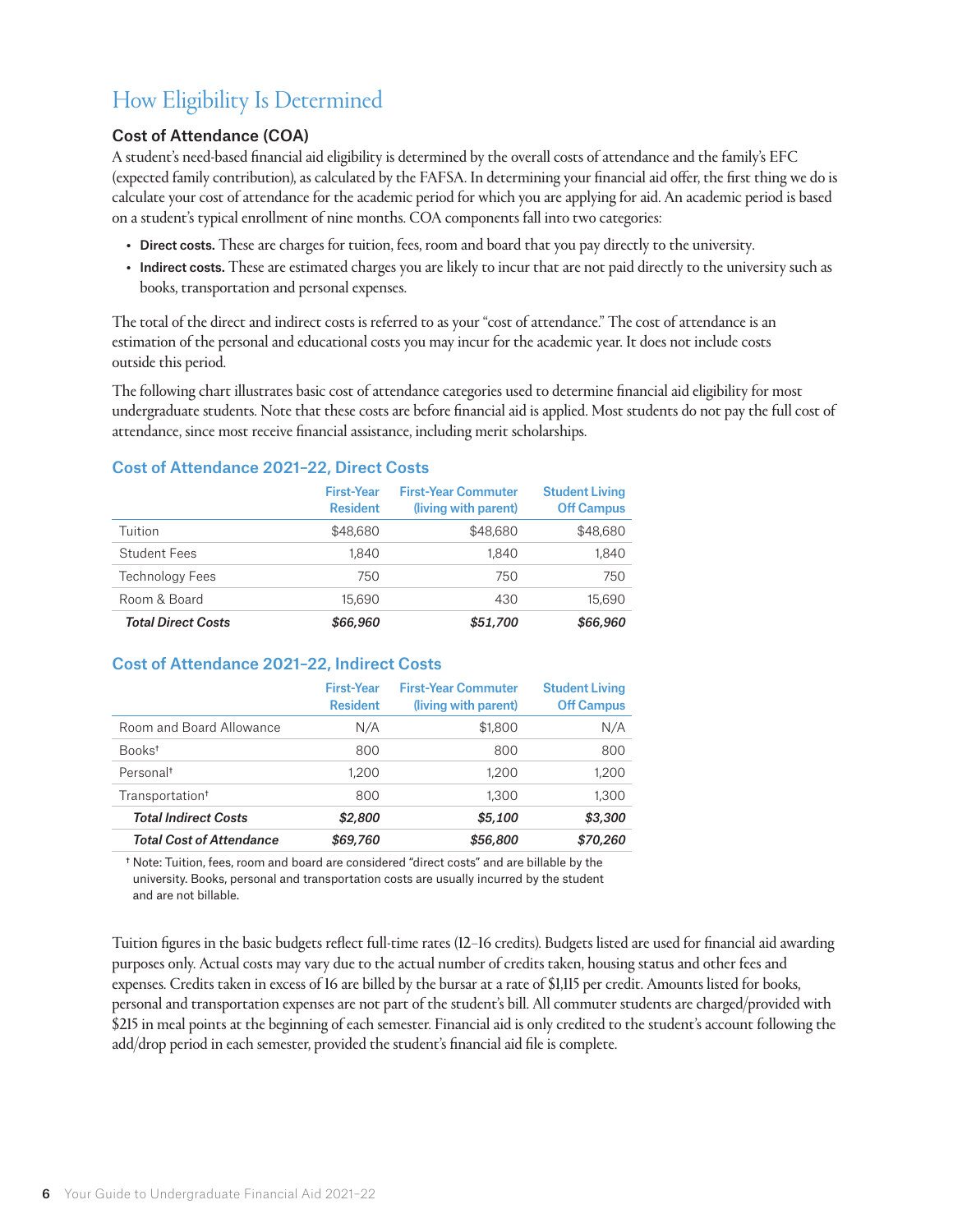## How Eligibility Is Determined

### Cost of Attendance (COA)

A student's need-based financial aid eligibility is determined by the overall costs of attendance and the family's EFC (expected family contribution), as calculated by the FAFSA. In determining your financial aid offer, the first thing we do is calculate your cost of attendance for the academic period for which you are applying for aid. An academic period is based on a student's typical enrollment of nine months. COA components fall into two categories:

- **Direct costs.** These are charges for tuition, fees, room and board that you pay directly to the university.
- **Indirect costs.** These are estimated charges you are likely to incur that are not paid directly to the university such as books, transportation and personal expenses.

The total of the direct and indirect costs is referred to as your "cost of attendance." The cost of attendance is an estimation of the personal and educational costs you may incur for the academic year. It does not include costs outside this period.

The following chart illustrates basic cost of attendance categories used to determine financial aid eligibility for most undergraduate students. Note that these costs are before financial aid is applied. Most students do not pay the full cost of attendance, since most receive financial assistance, including merit scholarships.

#### Cost of Attendance 2021–22, Direct Costs

| | First-Year Resident | First-Year Commuter (living with parent) | Student Living Off Campus |
|---|---|---|---|
| Tuition | $48,680 | $48,680 | $48,680 |
| Student Fees | 1,840 | 1,840 | 1,840 |
| Technology Fees | 750 | 750 | 750 |
| Room & Board | 15,690 | 430 | 15,690 |
| ***Total Direct Costs*** | ***$66,960*** | ***$51,700*** | ***$66,960*** |

#### Cost of Attendance 2021–22, Indirect Costs

| | First-Year Resident | First-Year Commuter (living with parent) | Student Living Off Campus |
|---|---|---|---|
| Room and Board Allowance | N/A | $1,800 | N/A |
| Books† | 800 | 800 | 800 |
| Personal† | 1,200 | 1,200 | 1,200 |
| Transportation† | 800 | 1,300 | 1,300 |
| ***Total Indirect Costs*** | ***$2,800*** | ***$5,100*** | ***$3,300*** |
| ***Total Cost of Attendance*** | ***$69,760*** | ***$56,800*** | ***$70,260*** |

† Note: Tuition, fees, room and board are considered "direct costs" and are billable by the university. Books, personal and transportation costs are usually incurred by the student and are not billable.

Tuition figures in the basic budgets reflect full-time rates (12–16 credits). Budgets listed are used for financial aid awarding purposes only. Actual costs may vary due to the actual number of credits taken, housing status and other fees and expenses. Credits taken in excess of 16 are billed by the bursar at a rate of $1,115 per credit. Amounts listed for books, personal and transportation expenses are not part of the student's bill. All commuter students are charged/provided with $215 in meal points at the beginning of each semester. Financial aid is only credited to the student's account following the add/drop period in each semester, provided the student's financial aid file is complete.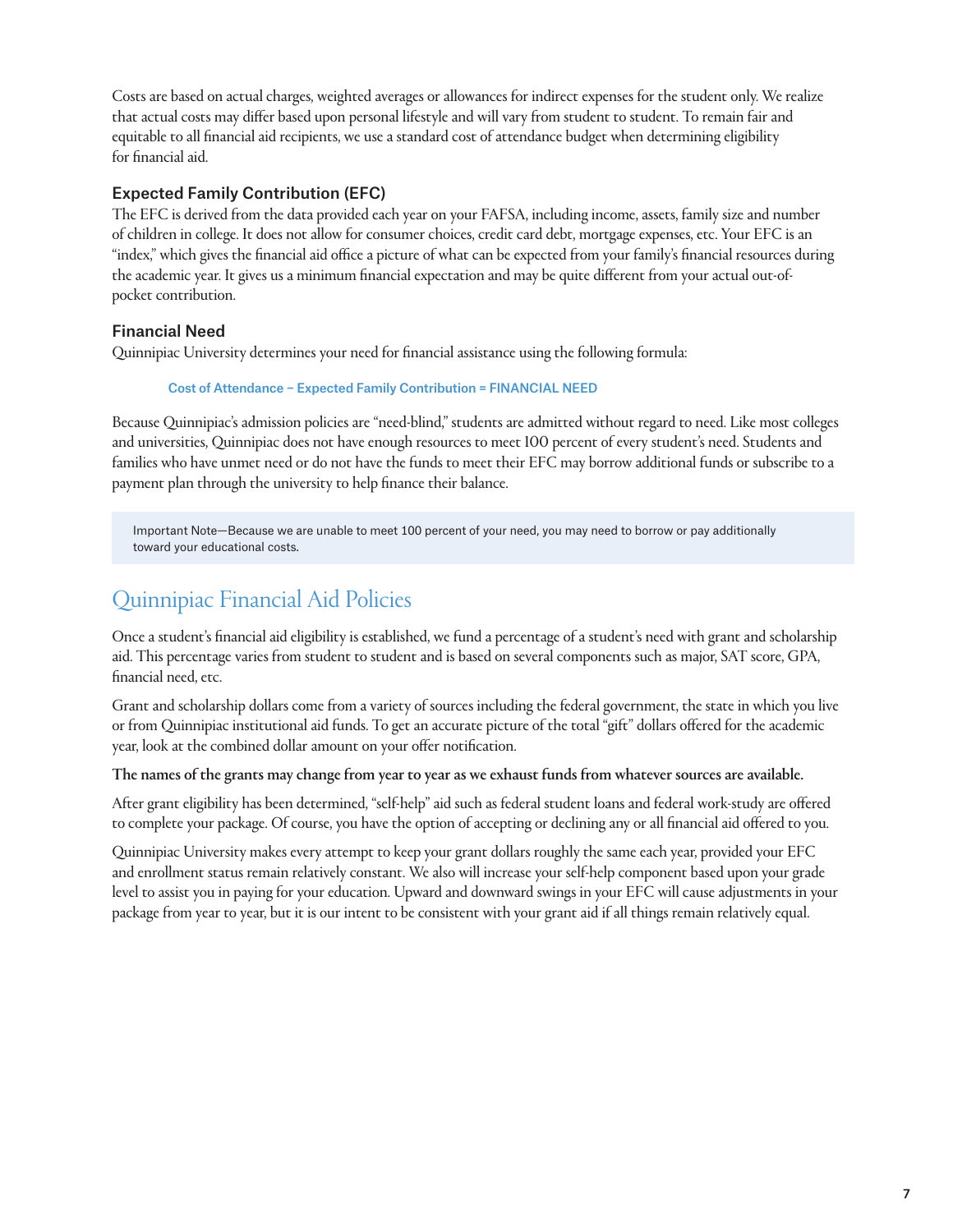Costs are based on actual charges, weighted averages or allowances for indirect expenses for the student only. We realize that actual costs may differ based upon personal lifestyle and will vary from student to student. To remain fair and equitable to all financial aid recipients, we use a standard cost of attendance budget when determining eligibility for financial aid.

### Expected Family Contribution (EFC)

The EFC is derived from the data provided each year on your FAFSA, including income, assets, family size and number of children in college. It does not allow for consumer choices, credit card debt, mortgage expenses, etc. Your EFC is an "index," which gives the financial aid office a picture of what can be expected from your family's financial resources during the academic year. It gives us a minimum financial expectation and may be quite different from your actual out-of-pocket contribution.

### Financial Need

Quinnipiac University determines your need for financial assistance using the following formula:

**Cost of Attendance – Expected Family Contribution = FINANCIAL NEED**

Because Quinnipiac's admission policies are "need-blind," students are admitted without regard to need. Like most colleges and universities, Quinnipiac does not have enough resources to meet 100 percent of every student's need. Students and families who have unmet need or do not have the funds to meet their EFC may borrow additional funds or subscribe to a payment plan through the university to help finance their balance.

> Important Note—Because we are unable to meet 100 percent of your need, you may need to borrow or pay additionally toward your educational costs.

## Quinnipiac Financial Aid Policies

Once a student's financial aid eligibility is established, we fund a percentage of a student's need with grant and scholarship aid. This percentage varies from student to student and is based on several components such as major, SAT score, GPA, financial need, etc.

Grant and scholarship dollars come from a variety of sources including the federal government, the state in which you live or from Quinnipiac institutional aid funds. To get an accurate picture of the total "gift" dollars offered for the academic year, look at the combined dollar amount on your offer notification.

**The names of the grants may change from year to year as we exhaust funds from whatever sources are available.**

After grant eligibility has been determined, "self-help" aid such as federal student loans and federal work-study are offered to complete your package. Of course, you have the option of accepting or declining any or all financial aid offered to you.

Quinnipiac University makes every attempt to keep your grant dollars roughly the same each year, provided your EFC and enrollment status remain relatively constant. We also will increase your self-help component based upon your grade level to assist you in paying for your education. Upward and downward swings in your EFC will cause adjustments in your package from year to year, but it is our intent to be consistent with your grant aid if all things remain relatively equal.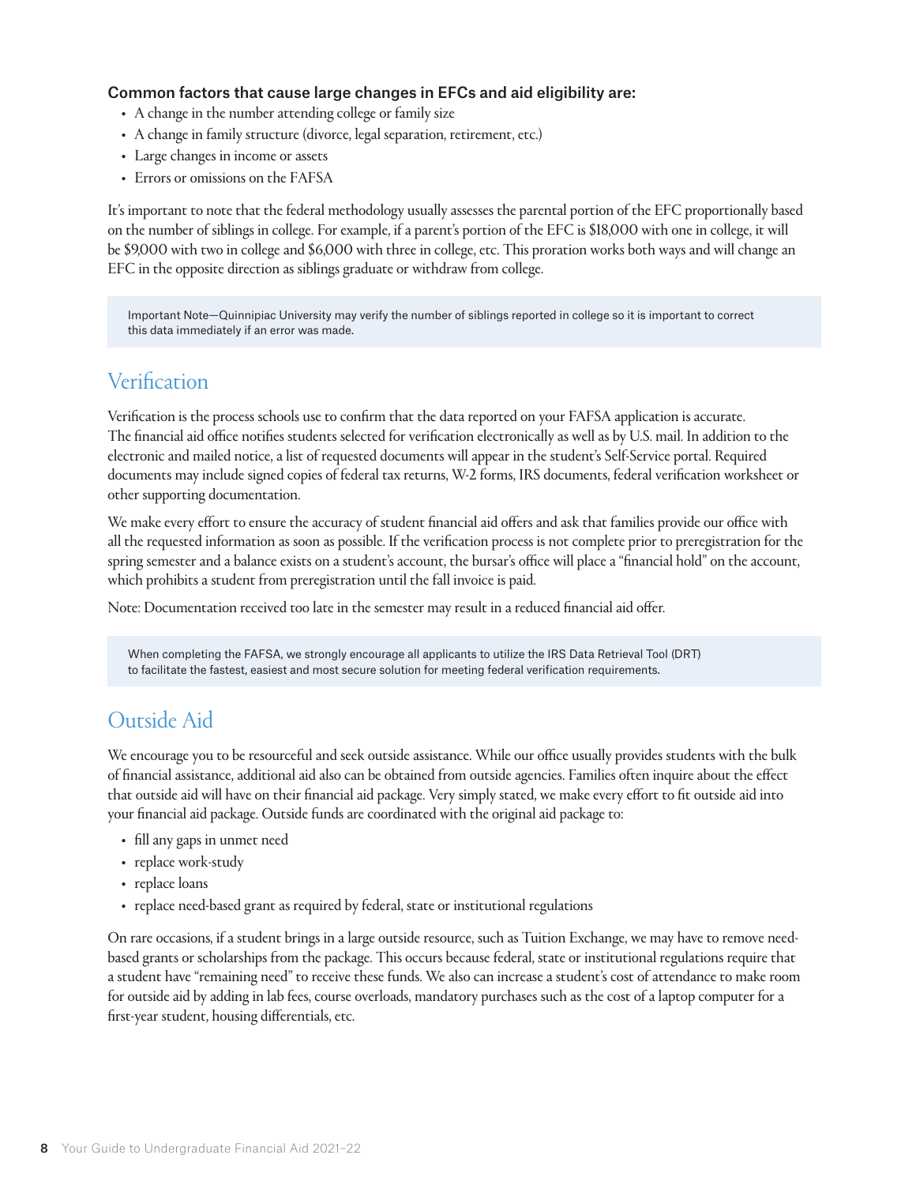**Common factors that cause large changes in EFCs and aid eligibility are:**

- A change in the number attending college or family size
- A change in family structure (divorce, legal separation, retirement, etc.)
- Large changes in income or assets
- Errors or omissions on the FAFSA

It's important to note that the federal methodology usually assesses the parental portion of the EFC proportionally based on the number of siblings in college. For example, if a parent's portion of the EFC is $18,000 with one in college, it will be $9,000 with two in college and $6,000 with three in college, etc. This proration works both ways and will change an EFC in the opposite direction as siblings graduate or withdraw from college.

> Important Note—Quinnipiac University may verify the number of siblings reported in college so it is important to correct this data immediately if an error was made.

## Verification

Verification is the process schools use to confirm that the data reported on your FAFSA application is accurate. The financial aid office notifies students selected for verification electronically as well as by U.S. mail. In addition to the electronic and mailed notice, a list of requested documents will appear in the student's Self-Service portal. Required documents may include signed copies of federal tax returns, W-2 forms, IRS documents, federal verification worksheet or other supporting documentation.

We make every effort to ensure the accuracy of student financial aid offers and ask that families provide our office with all the requested information as soon as possible. If the verification process is not complete prior to preregistration for the spring semester and a balance exists on a student's account, the bursar's office will place a "financial hold" on the account, which prohibits a student from preregistration until the fall invoice is paid.

Note: Documentation received too late in the semester may result in a reduced financial aid offer.

> When completing the FAFSA, we strongly encourage all applicants to utilize the IRS Data Retrieval Tool (DRT) to facilitate the fastest, easiest and most secure solution for meeting federal verification requirements.

## Outside Aid

We encourage you to be resourceful and seek outside assistance. While our office usually provides students with the bulk of financial assistance, additional aid also can be obtained from outside agencies. Families often inquire about the effect that outside aid will have on their financial aid package. Very simply stated, we make every effort to fit outside aid into your financial aid package. Outside funds are coordinated with the original aid package to:

- fill any gaps in unmet need
- replace work-study
- replace loans
- replace need-based grant as required by federal, state or institutional regulations

On rare occasions, if a student brings in a large outside resource, such as Tuition Exchange, we may have to remove need-based grants or scholarships from the package. This occurs because federal, state or institutional regulations require that a student have "remaining need" to receive these funds. We also can increase a student's cost of attendance to make room for outside aid by adding in lab fees, course overloads, mandatory purchases such as the cost of a laptop computer for a first-year student, housing differentials, etc.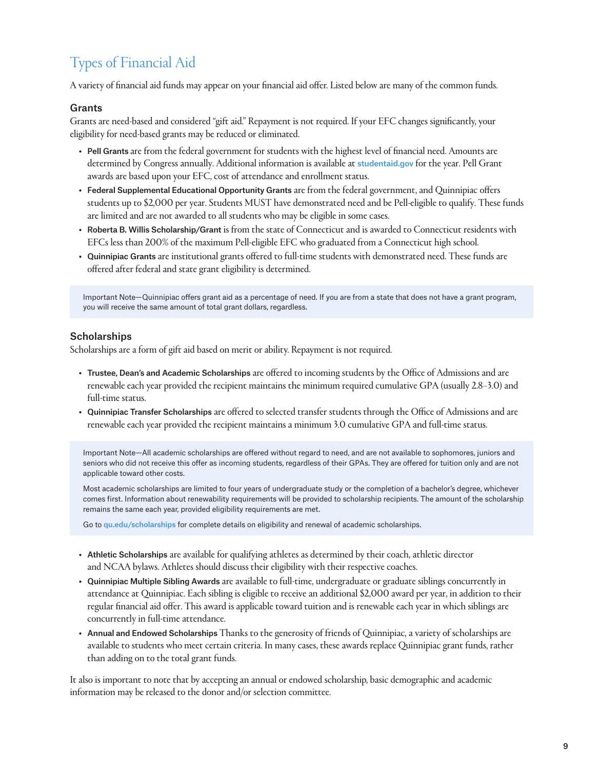# Types of Financial Aid

A variety of financial aid funds may appear on your financial aid offer. Listed below are many of the common funds.

## Grants

Grants are need-based and considered "gift aid." Repayment is not required. If your EFC changes significantly, your eligibility for need-based grants may be reduced or eliminated.

- **Pell Grants** are from the federal government for students with the highest level of financial need. Amounts are determined by Congress annually. Additional information is available at **studentaid.gov** for the year. Pell Grant awards are based upon your EFC, cost of attendance and enrollment status.
- **Federal Supplemental Educational Opportunity Grants** are from the federal government, and Quinnipiac offers students up to $2,000 per year. Students MUST have demonstrated need and be Pell-eligible to qualify. These funds are limited and are not awarded to all students who may be eligible in some cases.
- **Roberta B. Willis Scholarship/Grant** is from the state of Connecticut and is awarded to Connecticut residents with EFCs less than 200% of the maximum Pell-eligible EFC who graduated from a Connecticut high school.
- **Quinnipiac Grants** are institutional grants offered to full-time students with demonstrated need. These funds are offered after federal and state grant eligibility is determined.

> Important Note—Quinnipiac offers grant aid as a percentage of need. If you are from a state that does not have a grant program, you will receive the same amount of total grant dollars, regardless.

## Scholarships

Scholarships are a form of gift aid based on merit or ability. Repayment is not required.

- **Trustee, Dean's and Academic Scholarships** are offered to incoming students by the Office of Admissions and are renewable each year provided the recipient maintains the minimum required cumulative GPA (usually 2.8–3.0) and full-time status.
- **Quinnipiac Transfer Scholarships** are offered to selected transfer students through the Office of Admissions and are renewable each year provided the recipient maintains a minimum 3.0 cumulative GPA and full-time status.

> Important Note—All academic scholarships are offered without regard to need, and are not available to sophomores, juniors and seniors who did not receive this offer as incoming students, regardless of their GPAs. They are offered for tuition only and are not applicable toward other costs.
>
> Most academic scholarships are limited to four years of undergraduate study or the completion of a bachelor's degree, whichever comes first. Information about renewability requirements will be provided to scholarship recipients. The amount of the scholarship remains the same each year, provided eligibility requirements are met.
>
> Go to **qu.edu/scholarships** for complete details on eligibility and renewal of academic scholarships.

- **Athletic Scholarships** are available for qualifying athletes as determined by their coach, athletic director and NCAA bylaws. Athletes should discuss their eligibility with their respective coaches.
- **Quinnipiac Multiple Sibling Awards** are available to full-time, undergraduate or graduate siblings concurrently in attendance at Quinnipiac. Each sibling is eligible to receive an additional $2,000 award per year, in addition to their regular financial aid offer. This award is applicable toward tuition and is renewable each year in which siblings are concurrently in full-time attendance.
- **Annual and Endowed Scholarships** Thanks to the generosity of friends of Quinnipiac, a variety of scholarships are available to students who meet certain criteria. In many cases, these awards replace Quinnipiac grant funds, rather than adding on to the total grant funds.

It also is important to note that by accepting an annual or endowed scholarship, basic demographic and academic information may be released to the donor and/or selection committee.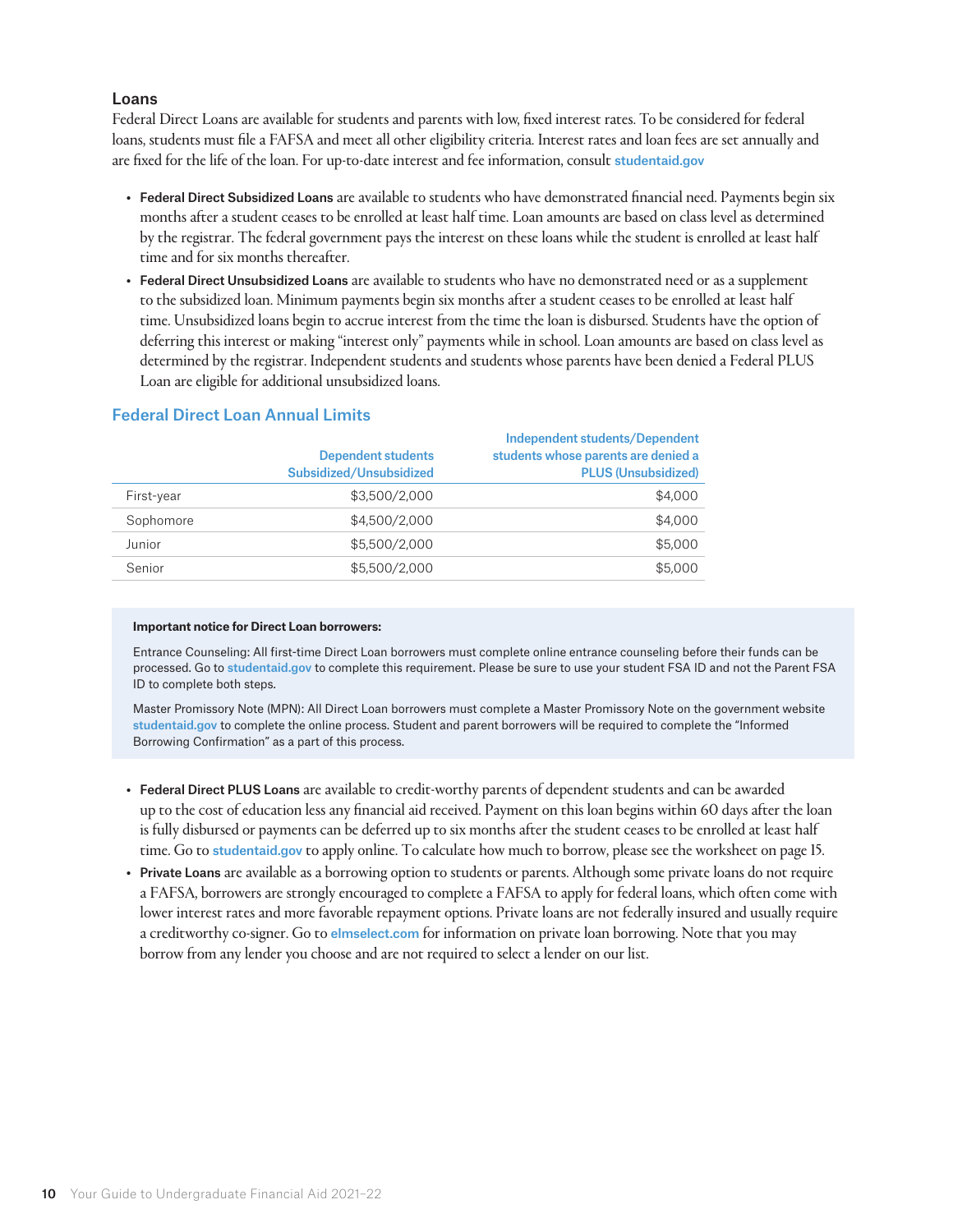## Loans

Federal Direct Loans are available for students and parents with low, fixed interest rates. To be considered for federal loans, students must file a FAFSA and meet all other eligibility criteria. Interest rates and loan fees are set annually and are fixed for the life of the loan. For up-to-date interest and fee information, consult studentaid.gov

- **Federal Direct Subsidized Loans** are available to students who have demonstrated financial need. Payments begin six months after a student ceases to be enrolled at least half time. Loan amounts are based on class level as determined by the registrar. The federal government pays the interest on these loans while the student is enrolled at least half time and for six months thereafter.
- **Federal Direct Unsubsidized Loans** are available to students who have no demonstrated need or as a supplement to the subsidized loan. Minimum payments begin six months after a student ceases to be enrolled at least half time. Unsubsidized loans begin to accrue interest from the time the loan is disbursed. Students have the option of deferring this interest or making "interest only" payments while in school. Loan amounts are based on class level as determined by the registrar. Independent students and students whose parents have been denied a Federal PLUS Loan are eligible for additional unsubsidized loans.

### Federal Direct Loan Annual Limits

| | Dependent students Subsidized/Unsubsidized | Independent students/Dependent students whose parents are denied a PLUS (Unsubsidized) |
|---|---|---|
| First-year | $3,500/2,000 | $4,000 |
| Sophomore | $4,500/2,000 | $4,000 |
| Junior | $5,500/2,000 | $5,000 |
| Senior | $5,500/2,000 | $5,000 |

**Important notice for Direct Loan borrowers:**

Entrance Counseling: All first-time Direct Loan borrowers must complete online entrance counseling before their funds can be processed. Go to studentaid.gov to complete this requirement. Please be sure to use your student FSA ID and not the Parent FSA ID to complete both steps.

Master Promissory Note (MPN): All Direct Loan borrowers must complete a Master Promissory Note on the government website studentaid.gov to complete the online process. Student and parent borrowers will be required to complete the "Informed Borrowing Confirmation" as a part of this process.

- **Federal Direct PLUS Loans** are available to credit-worthy parents of dependent students and can be awarded up to the cost of education less any financial aid received. Payment on this loan begins within 60 days after the loan is fully disbursed or payments can be deferred up to six months after the student ceases to be enrolled at least half time. Go to studentaid.gov to apply online. To calculate how much to borrow, please see the worksheet on page 15.
- **Private Loans** are available as a borrowing option to students or parents. Although some private loans do not require a FAFSA, borrowers are strongly encouraged to complete a FAFSA to apply for federal loans, which often come with lower interest rates and more favorable repayment options. Private loans are not federally insured and usually require a creditworthy co-signer. Go to elmselect.com for information on private loan borrowing. Note that you may borrow from any lender you choose and are not required to select a lender on our list.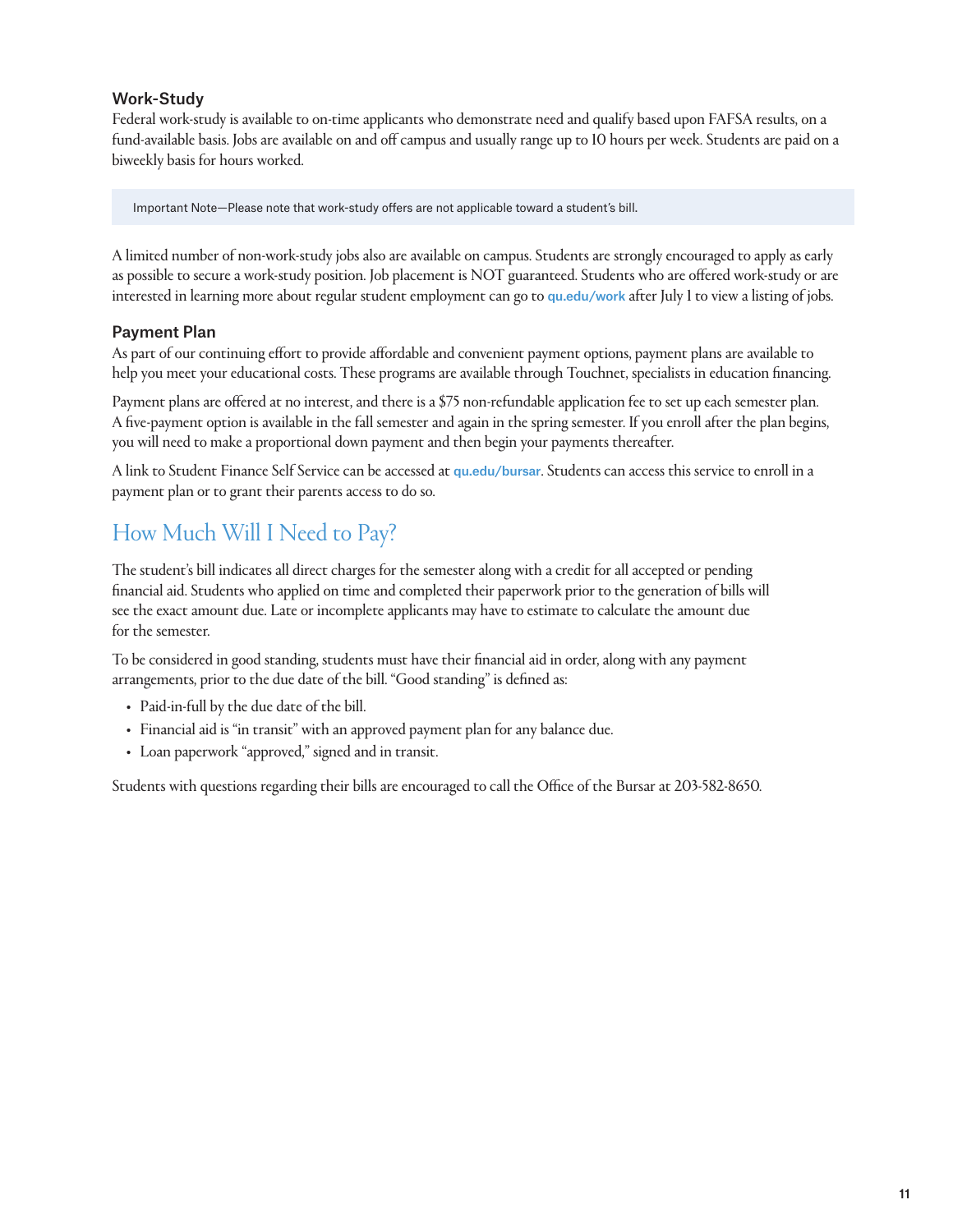### Work-Study

Federal work-study is available to on-time applicants who demonstrate need and qualify based upon FAFSA results, on a fund-available basis. Jobs are available on and off campus and usually range up to 10 hours per week. Students are paid on a biweekly basis for hours worked.

> Important Note—Please note that work-study offers are not applicable toward a student's bill.

A limited number of non-work-study jobs also are available on campus. Students are strongly encouraged to apply as early as possible to secure a work-study position. Job placement is NOT guaranteed. Students who are offered work-study or are interested in learning more about regular student employment can go to **qu.edu/work** after July 1 to view a listing of jobs.

### Payment Plan

As part of our continuing effort to provide affordable and convenient payment options, payment plans are available to help you meet your educational costs. These programs are available through Touchnet, specialists in education financing.

Payment plans are offered at no interest, and there is a $75 non-refundable application fee to set up each semester plan. A five-payment option is available in the fall semester and again in the spring semester. If you enroll after the plan begins, you will need to make a proportional down payment and then begin your payments thereafter.

A link to Student Finance Self Service can be accessed at **qu.edu/bursar**. Students can access this service to enroll in a payment plan or to grant their parents access to do so.

## How Much Will I Need to Pay?

The student's bill indicates all direct charges for the semester along with a credit for all accepted or pending financial aid. Students who applied on time and completed their paperwork prior to the generation of bills will see the exact amount due. Late or incomplete applicants may have to estimate to calculate the amount due for the semester.

To be considered in good standing, students must have their financial aid in order, along with any payment arrangements, prior to the due date of the bill. "Good standing" is defined as:

- Paid-in-full by the due date of the bill.
- Financial aid is "in transit" with an approved payment plan for any balance due.
- Loan paperwork "approved," signed and in transit.

Students with questions regarding their bills are encouraged to call the Office of the Bursar at 203-582-8650.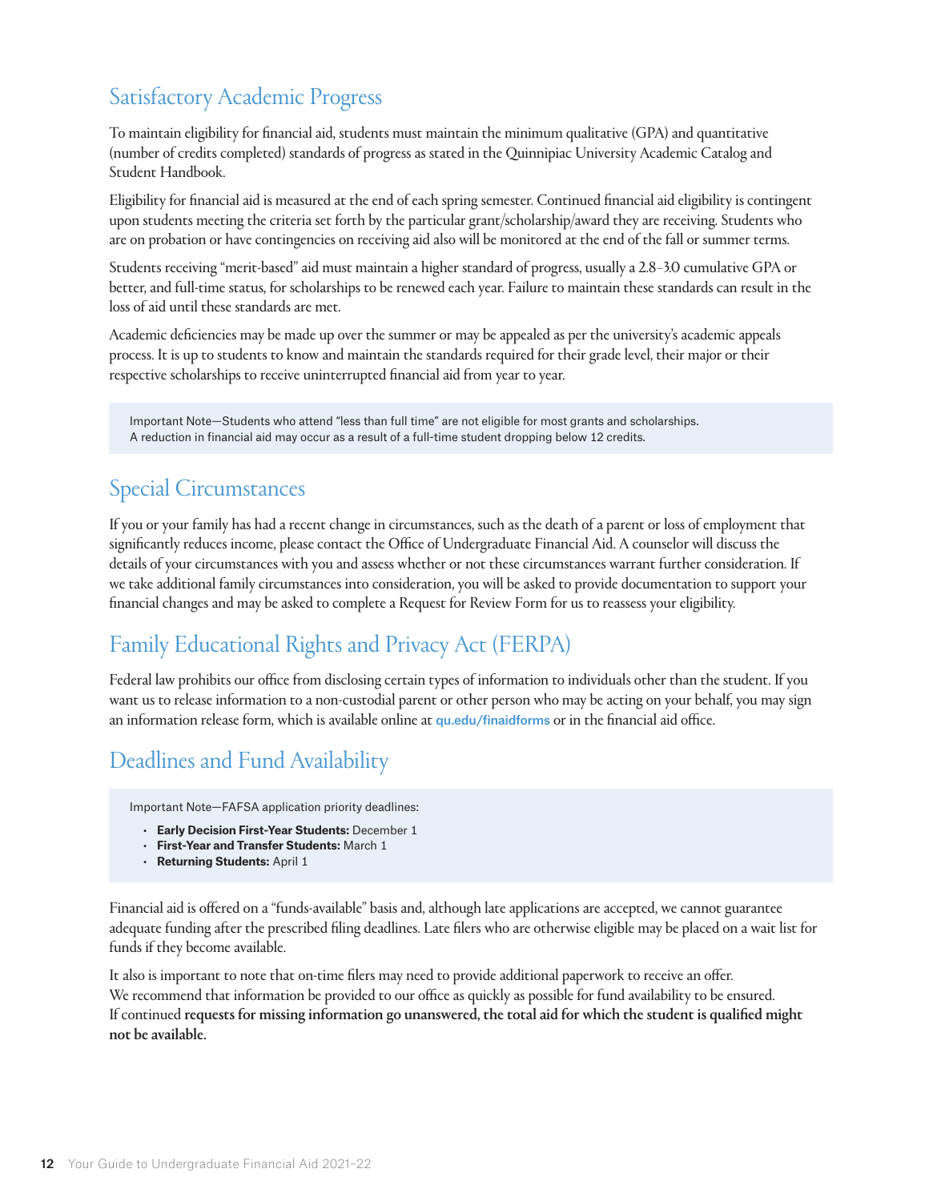## Satisfactory Academic Progress

To maintain eligibility for financial aid, students must maintain the minimum qualitative (GPA) and quantitative (number of credits completed) standards of progress as stated in the Quinnipiac University Academic Catalog and Student Handbook.

Eligibility for financial aid is measured at the end of each spring semester. Continued financial aid eligibility is contingent upon students meeting the criteria set forth by the particular grant/scholarship/award they are receiving. Students who are on probation or have contingencies on receiving aid also will be monitored at the end of the fall or summer terms.

Students receiving "merit-based" aid must maintain a higher standard of progress, usually a 2.8–3.0 cumulative GPA or better, and full-time status, for scholarships to be renewed each year. Failure to maintain these standards can result in the loss of aid until these standards are met.

Academic deficiencies may be made up over the summer or may be appealed as per the university's academic appeals process. It is up to students to know and maintain the standards required for their grade level, their major or their respective scholarships to receive uninterrupted financial aid from year to year.

> Important Note—Students who attend "less than full time" are not eligible for most grants and scholarships. A reduction in financial aid may occur as a result of a full-time student dropping below 12 credits.

## Special Circumstances

If you or your family has had a recent change in circumstances, such as the death of a parent or loss of employment that significantly reduces income, please contact the Office of Undergraduate Financial Aid. A counselor will discuss the details of your circumstances with you and assess whether or not these circumstances warrant further consideration. If we take additional family circumstances into consideration, you will be asked to provide documentation to support your financial changes and may be asked to complete a Request for Review Form for us to reassess your eligibility.

## Family Educational Rights and Privacy Act (FERPA)

Federal law prohibits our office from disclosing certain types of information to individuals other than the student. If you want us to release information to a non-custodial parent or other person who may be acting on your behalf, you may sign an information release form, which is available online at **qu.edu/finaidforms** or in the financial aid office.

## Deadlines and Fund Availability

> Important Note—FAFSA application priority deadlines:
>
> - **Early Decision First-Year Students:** December 1
> - **First-Year and Transfer Students:** March 1
> - **Returning Students:** April 1

Financial aid is offered on a "funds-available" basis and, although late applications are accepted, we cannot guarantee adequate funding after the prescribed filing deadlines. Late filers who are otherwise eligible may be placed on a wait list for funds if they become available.

It also is important to note that on-time filers may need to provide additional paperwork to receive an offer. We recommend that information be provided to our office as quickly as possible for fund availability to be ensured. If continued **requests for missing information go unanswered, the total aid for which the student is qualified might not be available.**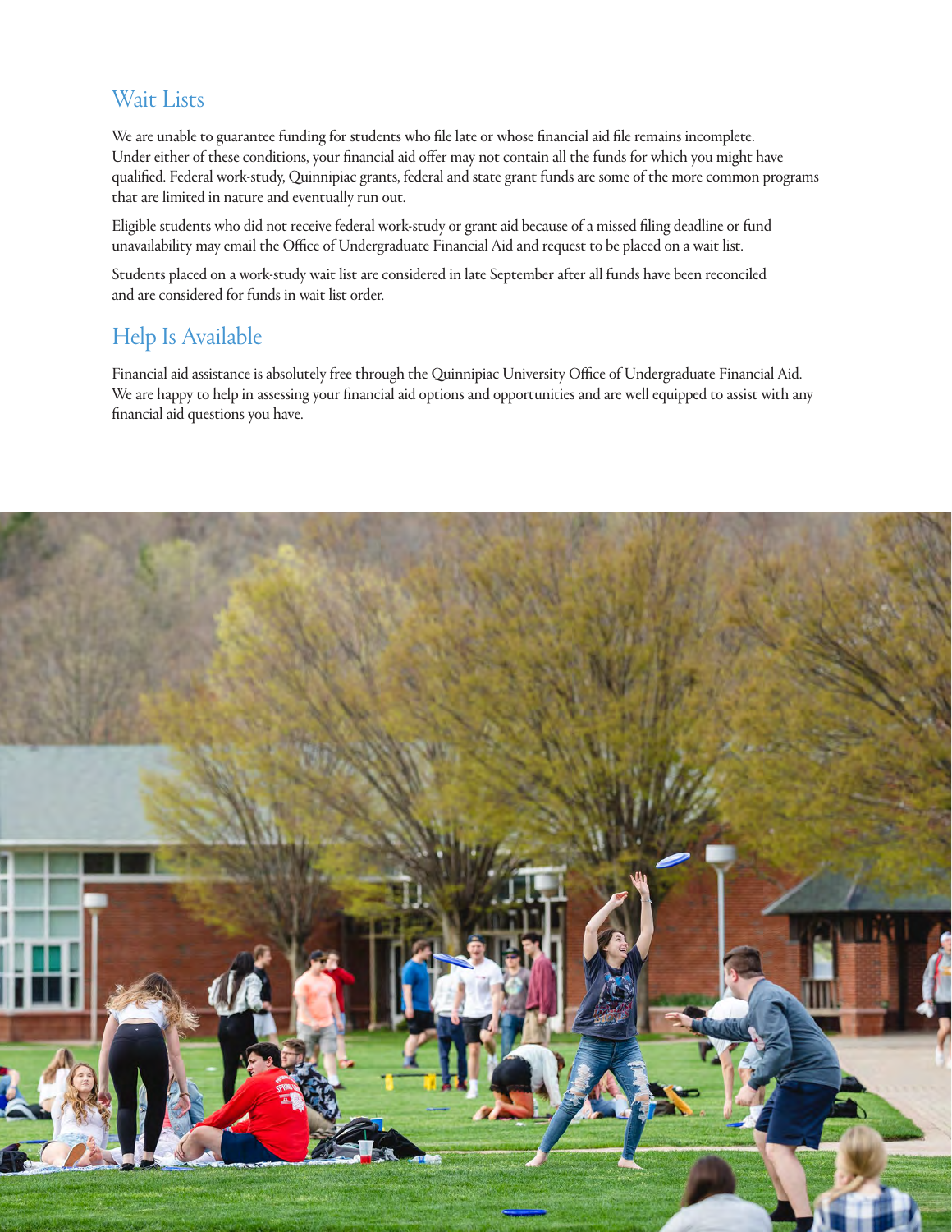## Wait Lists

We are unable to guarantee funding for students who file late or whose financial aid file remains incomplete. Under either of these conditions, your financial aid offer may not contain all the funds for which you might have qualified. Federal work-study, Quinnipiac grants, federal and state grant funds are some of the more common programs that are limited in nature and eventually run out.

Eligible students who did not receive federal work-study or grant aid because of a missed filing deadline or fund unavailability may email the Office of Undergraduate Financial Aid and request to be placed on a wait list.

Students placed on a work-study wait list are considered in late September after all funds have been reconciled and are considered for funds in wait list order.

## Help Is Available

Financial aid assistance is absolutely free through the Quinnipiac University Office of Undergraduate Financial Aid. We are happy to help in assessing your financial aid options and opportunities and are well equipped to assist with any financial aid questions you have.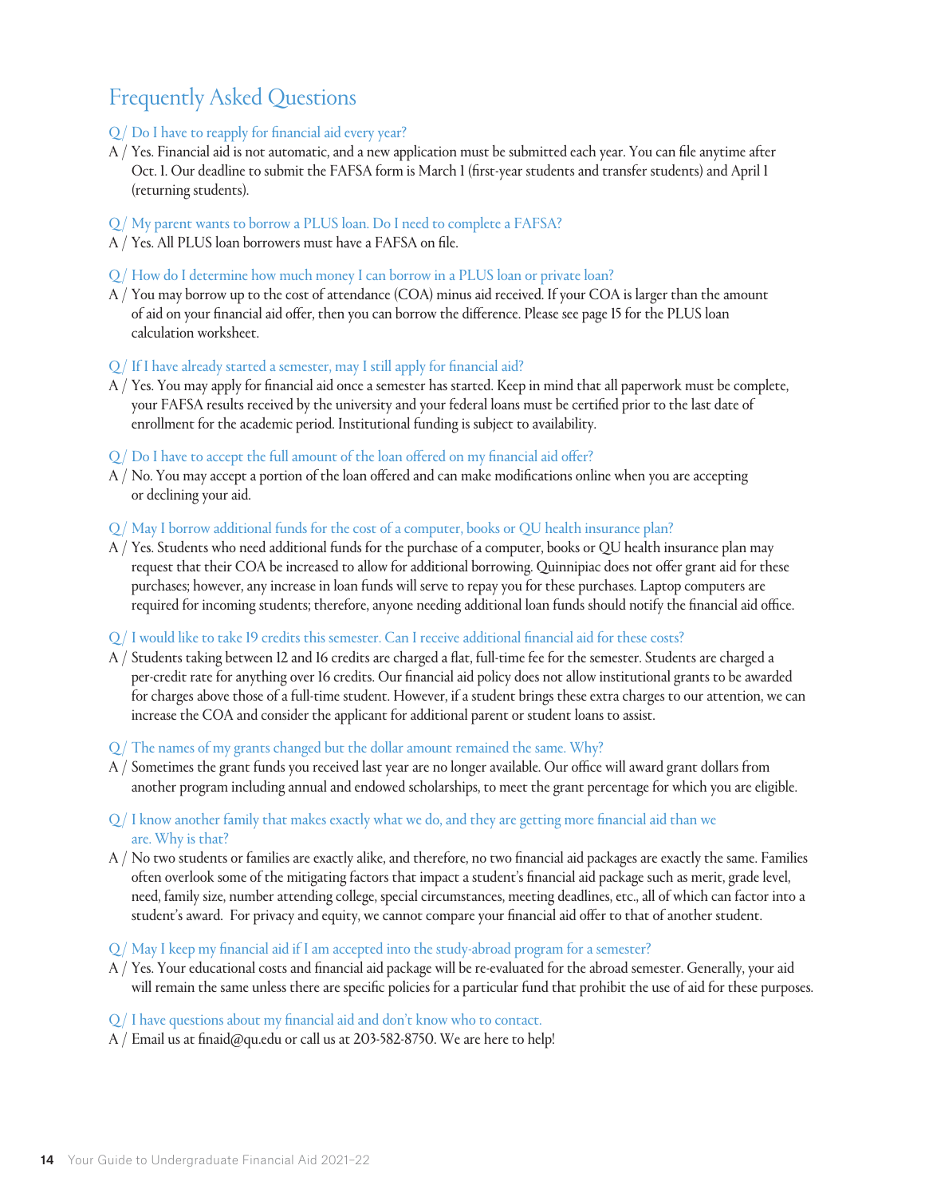# Frequently Asked Questions

**Q/ Do I have to reapply for financial aid every year?**

A / Yes. Financial aid is not automatic, and a new application must be submitted each year. You can file anytime after Oct. 1. Our deadline to submit the FAFSA form is March 1 (first-year students and transfer students) and April 1 (returning students).

**Q/ My parent wants to borrow a PLUS loan. Do I need to complete a FAFSA?**

A / Yes. All PLUS loan borrowers must have a FAFSA on file.

**Q/ How do I determine how much money I can borrow in a PLUS loan or private loan?**

A / You may borrow up to the cost of attendance (COA) minus aid received. If your COA is larger than the amount of aid on your financial aid offer, then you can borrow the difference. Please see page 15 for the PLUS loan calculation worksheet.

**Q/ If I have already started a semester, may I still apply for financial aid?**

A / Yes. You may apply for financial aid once a semester has started. Keep in mind that all paperwork must be complete, your FAFSA results received by the university and your federal loans must be certified prior to the last date of enrollment for the academic period. Institutional funding is subject to availability.

**Q/ Do I have to accept the full amount of the loan offered on my financial aid offer?**

A / No. You may accept a portion of the loan offered and can make modifications online when you are accepting or declining your aid.

**Q/ May I borrow additional funds for the cost of a computer, books or QU health insurance plan?**

A / Yes. Students who need additional funds for the purchase of a computer, books or QU health insurance plan may request that their COA be increased to allow for additional borrowing. Quinnipiac does not offer grant aid for these purchases; however, any increase in loan funds will serve to repay you for these purchases. Laptop computers are required for incoming students; therefore, anyone needing additional loan funds should notify the financial aid office.

**Q/ I would like to take 19 credits this semester. Can I receive additional financial aid for these costs?**

A / Students taking between 12 and 16 credits are charged a flat, full-time fee for the semester. Students are charged a per-credit rate for anything over 16 credits. Our financial aid policy does not allow institutional grants to be awarded for charges above those of a full-time student. However, if a student brings these extra charges to our attention, we can increase the COA and consider the applicant for additional parent or student loans to assist.

**Q/ The names of my grants changed but the dollar amount remained the same. Why?**

A / Sometimes the grant funds you received last year are no longer available. Our office will award grant dollars from another program including annual and endowed scholarships, to meet the grant percentage for which you are eligible.

**Q/ I know another family that makes exactly what we do, and they are getting more financial aid than we are. Why is that?**

A / No two students or families are exactly alike, and therefore, no two financial aid packages are exactly the same. Families often overlook some of the mitigating factors that impact a student's financial aid package such as merit, grade level, need, family size, number attending college, special circumstances, meeting deadlines, etc., all of which can factor into a student's award. For privacy and equity, we cannot compare your financial aid offer to that of another student.

**Q/ May I keep my financial aid if I am accepted into the study-abroad program for a semester?**

A / Yes. Your educational costs and financial aid package will be re-evaluated for the abroad semester. Generally, your aid will remain the same unless there are specific policies for a particular fund that prohibit the use of aid for these purposes.

**Q/ I have questions about my financial aid and don't know who to contact.**

A / Email us at finaid@qu.edu or call us at 203-582-8750. We are here to help!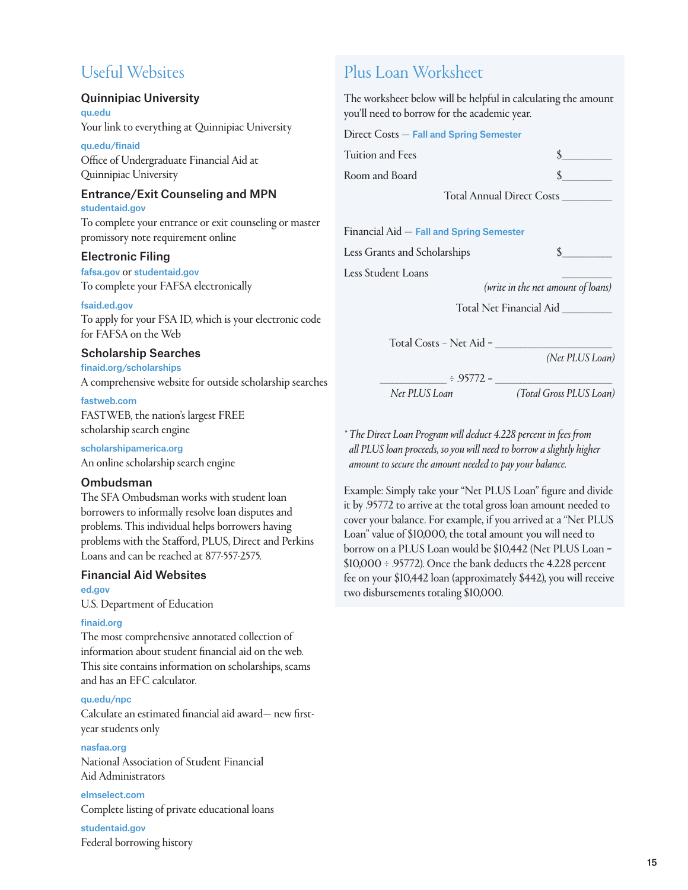## Useful Websites

### Quinnipiac University

qu.edu

Your link to everything at Quinnipiac University

qu.edu/finaid

Office of Undergraduate Financial Aid at Quinnipiac University

### Entrance/Exit Counseling and MPN

studentaid.gov

To complete your entrance or exit counseling or master promissory note requirement online

### Electronic Filing

fafsa.gov or studentaid.gov

To complete your FAFSA electronically

fsaid.ed.gov

To apply for your FSA ID, which is your electronic code for FAFSA on the Web

### Scholarship Searches

finaid.org/scholarships

A comprehensive website for outside scholarship searches

fastweb.com

FASTWEB, the nation's largest FREE scholarship search engine

scholarshipamerica.org

An online scholarship search engine

### Ombudsman

The SFA Ombudsman works with student loan borrowers to informally resolve loan disputes and problems. This individual helps borrowers having problems with the Stafford, PLUS, Direct and Perkins Loans and can be reached at 877-557-2575.

### Financial Aid Websites

ed.gov

U.S. Department of Education

finaid.org

The most comprehensive annotated collection of information about student financial aid on the web. This site contains information on scholarships, scams and has an EFC calculator.

qu.edu/npc

Calculate an estimated financial aid award— new first-year students only

nasfaa.org

National Association of Student Financial Aid Administrators

elmselect.com

Complete listing of private educational loans

studentaid.gov

Federal borrowing history

## Plus Loan Worksheet

The worksheet below will be helpful in calculating the amount you'll need to borrow for the academic year.

Direct Costs — Fall and Spring Semester

Tuition and Fees $_________

Room and Board $_________

Total Annual Direct Costs _________

Financial Aid — Fall and Spring Semester

Less Grants and Scholarships $_________

Less Student Loans _________

*(write in the net amount of loans)*

Total Net Financial Aid _________

Total Costs – Net Aid = ______________________

*(Net PLUS Loan)*

____________ ÷ .95772 = ______________________

*Net PLUS Loan* *(Total Gross PLUS Loan)*

*\* The Direct Loan Program will deduct 4.228 percent in fees from all PLUS loan proceeds, so you will need to borrow a slightly higher amount to secure the amount needed to pay your balance.*

Example: Simply take your "Net PLUS Loan" figure and divide it by .95772 to arrive at the total gross loan amount needed to cover your balance. For example, if you arrived at a "Net PLUS Loan" value of $10,000, the total amount you will need to borrow on a PLUS Loan would be $10,442 (Net PLUS Loan = $10,000 ÷ .95772). Once the bank deducts the 4.228 percent fee on your $10,442 loan (approximately $442), you will receive two disbursements totaling $10,000.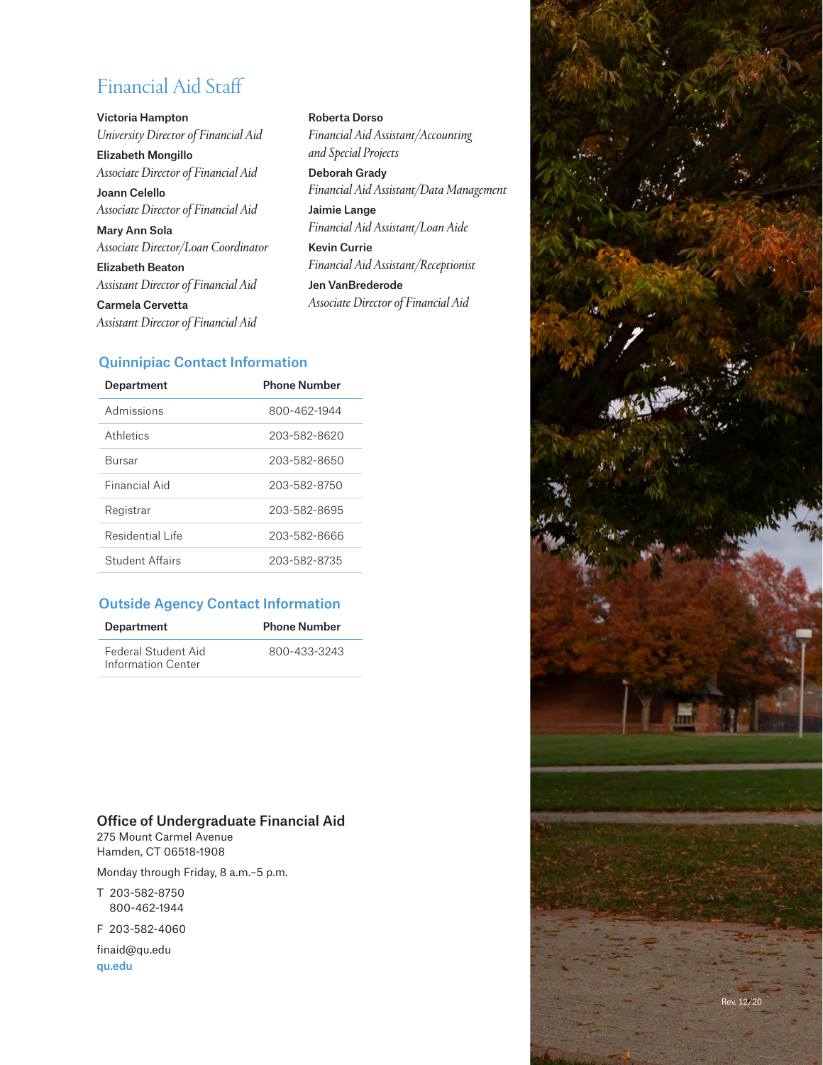## Financial Aid Staff

**Victoria Hampton**
*University Director of Financial Aid*

**Elizabeth Mongillo**
*Associate Director of Financial Aid*

**Joann Celello**
*Associate Director of Financial Aid*

**Mary Ann Sola**
*Associate Director/Loan Coordinator*

**Elizabeth Beaton**
*Assistant Director of Financial Aid*

**Carmela Cervetta**
*Assistant Director of Financial Aid*

**Roberta Dorso**
*Financial Aid Assistant/Accounting and Special Projects*

**Deborah Grady**
*Financial Aid Assistant/Data Management*

**Jaimie Lange**
*Financial Aid Assistant/Loan Aide*

**Kevin Currie**
*Financial Aid Assistant/Receptionist*

**Jen VanBrederode**
*Associate Director of Financial Aid*

### Quinnipiac Contact Information

| Department | Phone Number |
|---|---|
| Admissions | 800-462-1944 |
| Athletics | 203-582-8620 |
| Bursar | 203-582-8650 |
| Financial Aid | 203-582-8750 |
| Registrar | 203-582-8695 |
| Residential Life | 203-582-8666 |
| Student Affairs | 203-582-8735 |

### Outside Agency Contact Information

| Department | Phone Number |
|---|---|
| Federal Student Aid Information Center | 800-433-3243 |

**Office of Undergraduate Financial Aid**
275 Mount Carmel Avenue
Hamden, CT 06518-1908

Monday through Friday, 8 a.m.–5 p.m.

T 203-582-8750
800-462-1944

F 203-582-4060

finaid@qu.edu
qu.edu

Rev. 12/20